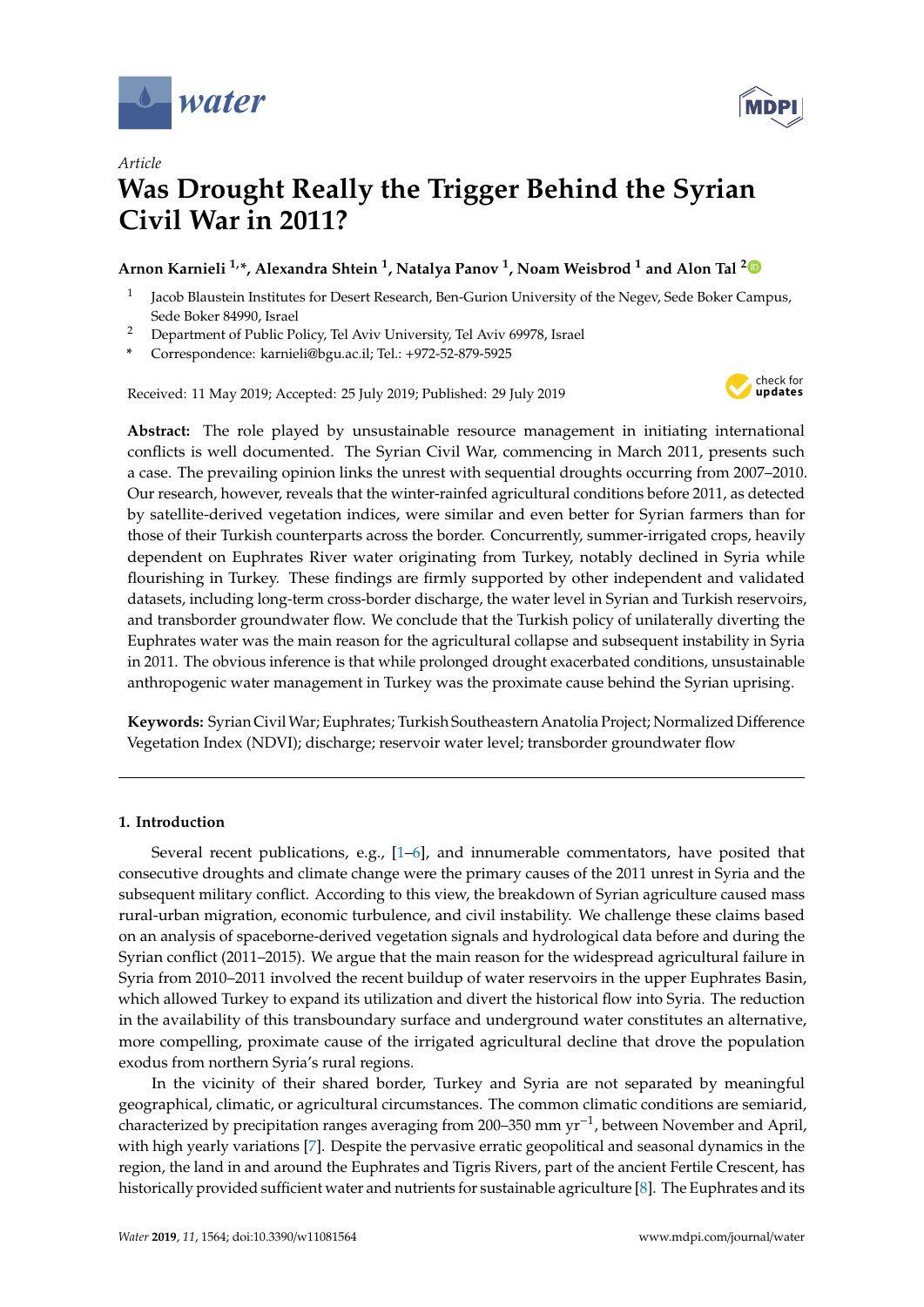*Article*

# Was Drought Really the Trigger Behind the Syrian Civil War in 2011?

**Arnon Karnieli [1,*], Alexandra Shtein [1], Natalya Panov [1], Noam Weisbrod [1] and Alon Tal [2]**

[1] Jacob Blaustein Institutes for Desert Research, Ben-Gurion University of the Negev, Sede Boker Campus, Sede Boker 84990, Israel

[2] Department of Public Policy, Tel Aviv University, Tel Aviv 69978, Israel

\* Correspondence: karnieli@bgu.ac.il; Tel.: +972-52-879-5925

Received: 11 May 2019; Accepted: 25 July 2019; Published: 29 July 2019

**Abstract:** The role played by unsustainable resource management in initiating international conflicts is well documented. The Syrian Civil War, commencing in March 2011, presents such a case. The prevailing opinion links the unrest with sequential droughts occurring from 2007–2010. Our research, however, reveals that the winter-rainfed agricultural conditions before 2011, as detected by satellite-derived vegetation indices, were similar and even better for Syrian farmers than for those of their Turkish counterparts across the border. Concurrently, summer-irrigated crops, heavily dependent on Euphrates River water originating from Turkey, notably declined in Syria while flourishing in Turkey. These findings are firmly supported by other independent and validated datasets, including long-term cross-border discharge, the water level in Syrian and Turkish reservoirs, and transborder groundwater flow. We conclude that the Turkish policy of unilaterally diverting the Euphrates water was the main reason for the agricultural collapse and subsequent instability in Syria in 2011. The obvious inference is that while prolonged drought exacerbated conditions, unsustainable anthropogenic water management in Turkey was the proximate cause behind the Syrian uprising.

**Keywords:** Syrian Civil War; Euphrates; Turkish Southeastern Anatolia Project; Normalized Difference Vegetation Index (NDVI); discharge; reservoir water level; transborder groundwater flow

## 1. Introduction

Several recent publications, e.g., [1–6], and innumerable commentators, have posited that consecutive droughts and climate change were the primary causes of the 2011 unrest in Syria and the subsequent military conflict. According to this view, the breakdown of Syrian agriculture caused mass rural-urban migration, economic turbulence, and civil instability. We challenge these claims based on an analysis of spaceborne-derived vegetation signals and hydrological data before and during the Syrian conflict (2011–2015). We argue that the main reason for the widespread agricultural failure in Syria from 2010–2011 involved the recent buildup of water reservoirs in the upper Euphrates Basin, which allowed Turkey to expand its utilization and divert the historical flow into Syria. The reduction in the availability of this transboundary surface and underground water constitutes an alternative, more compelling, proximate cause of the irrigated agricultural decline that drove the population exodus from northern Syria's rural regions.

In the vicinity of their shared border, Turkey and Syria are not separated by meaningful geographical, climatic, or agricultural circumstances. The common climatic conditions are semiarid, characterized by precipitation ranges averaging from 200–350 mm $yr^{-1}$, between November and April, with high yearly variations [7]. Despite the pervasive erratic geopolitical and seasonal dynamics in the region, the land in and around the Euphrates and Tigris Rivers, part of the ancient Fertile Crescent, has historically provided sufficient water and nutrients for sustainable agriculture [8]. The Euphrates and its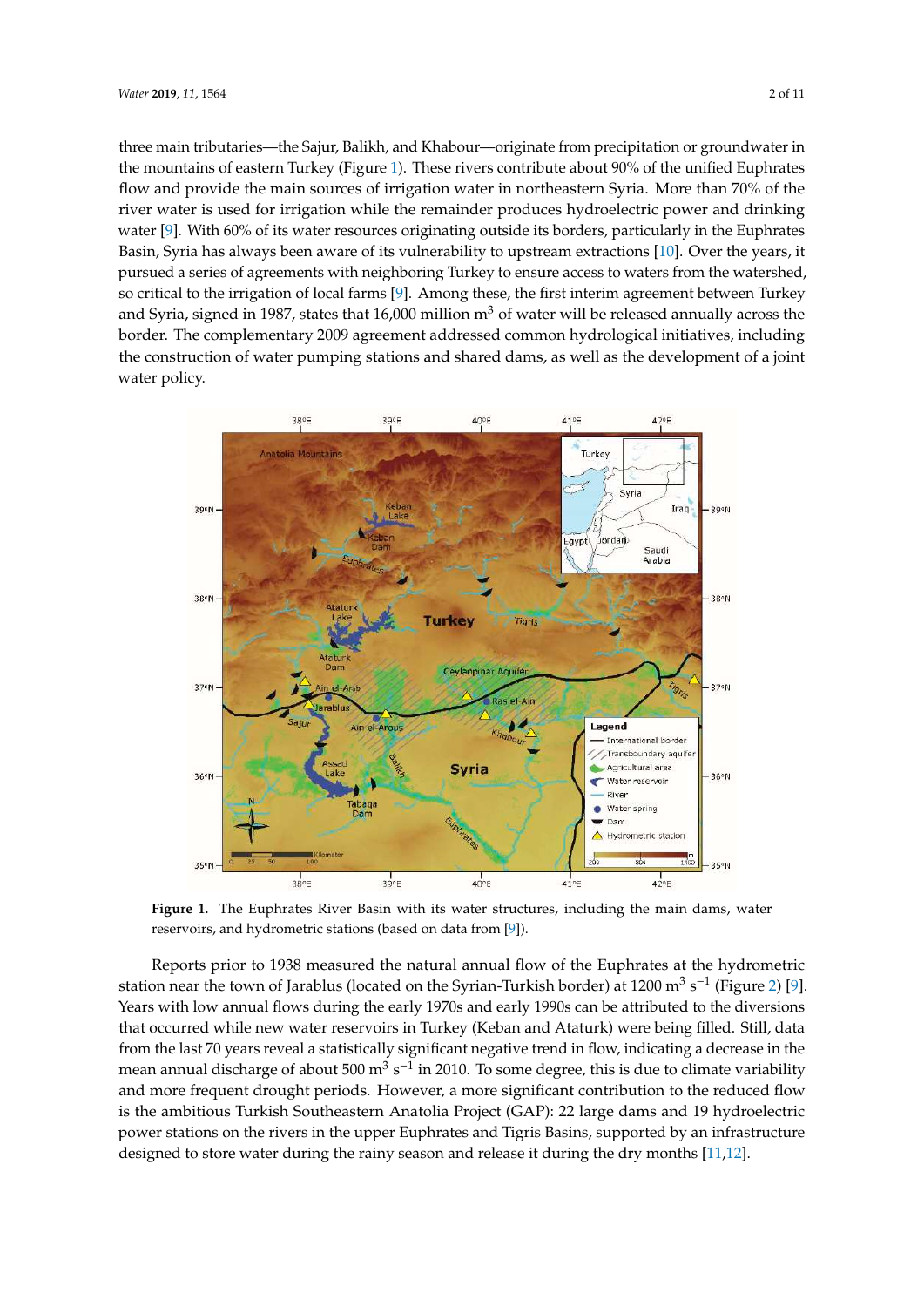three main tributaries—the Sajur, Balikh, and Khabour—originate from precipitation or groundwater in the mountains of eastern Turkey (Figure 1). These rivers contribute about 90% of the unified Euphrates flow and provide the main sources of irrigation water in northeastern Syria. More than 70% of the river water is used for irrigation while the remainder produces hydroelectric power and drinking water [9]. With 60% of its water resources originating outside its borders, particularly in the Euphrates Basin, Syria has always been aware of its vulnerability to upstream extractions [10]. Over the years, it pursued a series of agreements with neighboring Turkey to ensure access to waters from the watershed, so critical to the irrigation of local farms [9]. Among these, the first interim agreement between Turkey and Syria, signed in 1987, states that 16,000 million $m^3$ of water will be released annually across the border. The complementary 2009 agreement addressed common hydrological initiatives, including the construction of water pumping stations and shared dams, as well as the development of a joint water policy.

**Figure 1.** The Euphrates River Basin with its water structures, including the main dams, water reservoirs, and hydrometric stations (based on data from [9]).

Reports prior to 1938 measured the natural annual flow of the Euphrates at the hydrometric station near the town of Jarablus (located on the Syrian-Turkish border) at 1200 $m^3\ s^{-1}$ (Figure 2) [9]. Years with low annual flows during the early 1970s and early 1990s can be attributed to the diversions that occurred while new water reservoirs in Turkey (Keban and Ataturk) were being filled. Still, data from the last 70 years reveal a statistically significant negative trend in flow, indicating a decrease in the mean annual discharge of about 500 $m^3\ s^{-1}$ in 2010. To some degree, this is due to climate variability and more frequent drought periods. However, a more significant contribution to the reduced flow is the ambitious Turkish Southeastern Anatolia Project (GAP): 22 large dams and 19 hydroelectric power stations on the rivers in the upper Euphrates and Tigris Basins, supported by an infrastructure designed to store water during the rainy season and release it during the dry months [11,12].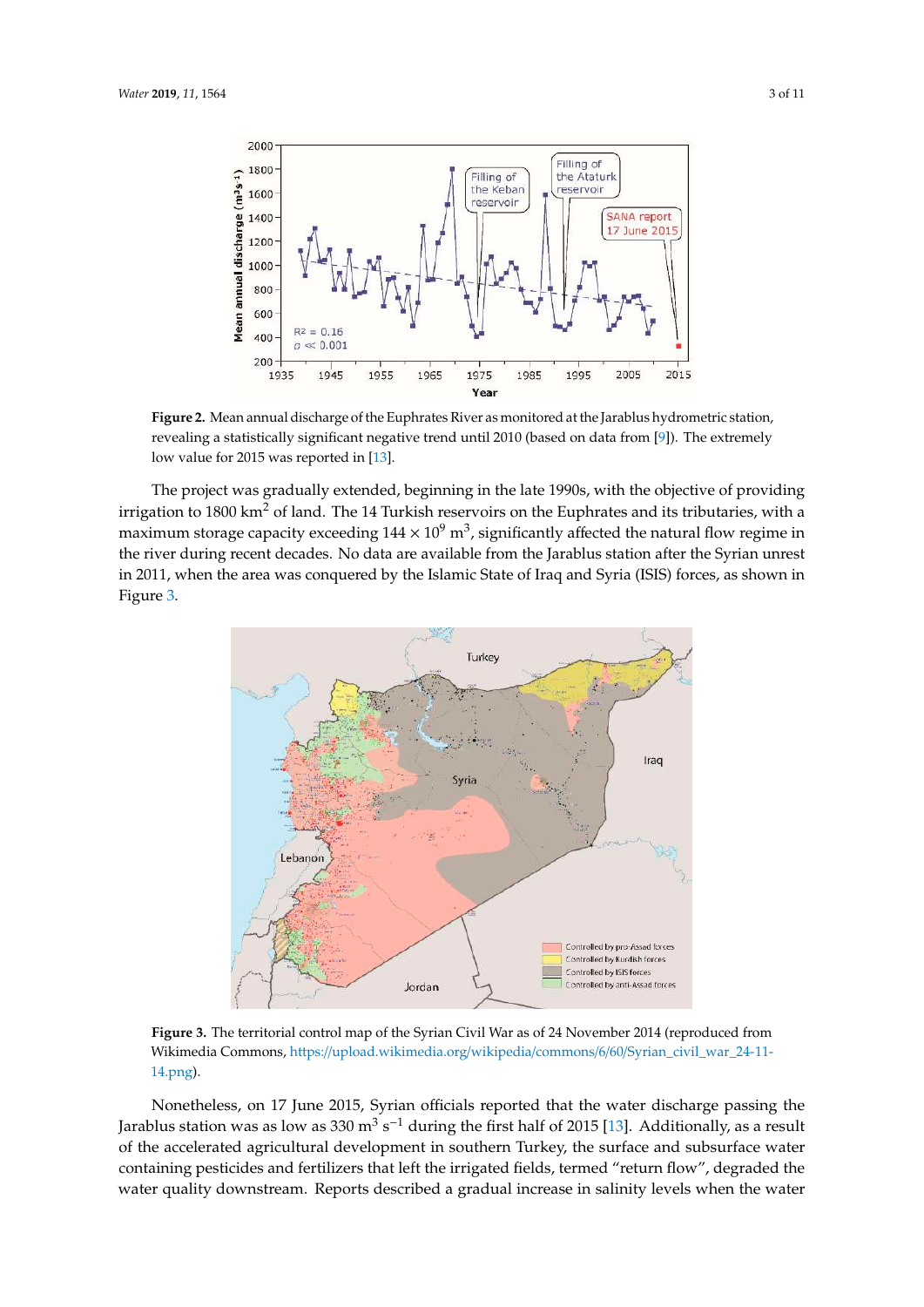**Figure 2.** Mean annual discharge of the Euphrates River as monitored at the Jarablus hydrometric station, revealing a statistically significant negative trend until 2010 (based on data from [9]). The extremely low value for 2015 was reported in [13].

The project was gradually extended, beginning in the late 1990s, with the objective of providing irrigation to 1800 km$^2$ of land. The 14 Turkish reservoirs on the Euphrates and its tributaries, with a maximum storage capacity exceeding $144 \times 10^9$ m$^3$, significantly affected the natural flow regime in the river during recent decades. No data are available from the Jarablus station after the Syrian unrest in 2011, when the area was conquered by the Islamic State of Iraq and Syria (ISIS) forces, as shown in Figure 3.

**Figure 3.** The territorial control map of the Syrian Civil War as of 24 November 2014 (reproduced from Wikimedia Commons, https://upload.wikimedia.org/wikipedia/commons/6/60/Syrian_civil_war_24-11-14.png).

Nonetheless, on 17 June 2015, Syrian officials reported that the water discharge passing the Jarablus station was as low as 330 m$^3$ s$^{-1}$ during the first half of 2015 [13]. Additionally, as a result of the accelerated agricultural development in southern Turkey, the surface and subsurface water containing pesticides and fertilizers that left the irrigated fields, termed "return flow", degraded the water quality downstream. Reports described a gradual increase in salinity levels when the water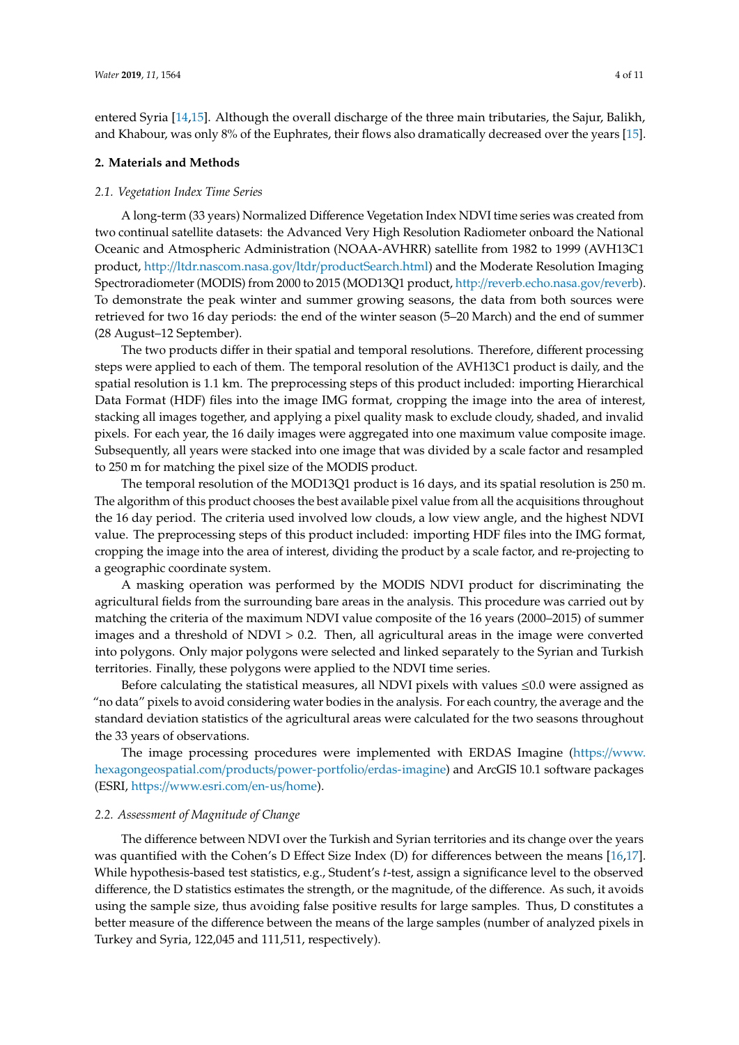entered Syria [14,15]. Although the overall discharge of the three main tributaries, the Sajur, Balikh, and Khabour, was only 8% of the Euphrates, their flows also dramatically decreased over the years [15].

## 2. Materials and Methods

### *2.1. Vegetation Index Time Series*

A long-term (33 years) Normalized Difference Vegetation Index NDVI time series was created from two continual satellite datasets: the Advanced Very High Resolution Radiometer onboard the National Oceanic and Atmospheric Administration (NOAA-AVHRR) satellite from 1982 to 1999 (AVH13C1 product, http://ltdr.nascom.nasa.gov/ltdr/productSearch.html) and the Moderate Resolution Imaging Spectroradiometer (MODIS) from 2000 to 2015 (MOD13Q1 product, http://reverb.echo.nasa.gov/reverb). To demonstrate the peak winter and summer growing seasons, the data from both sources were retrieved for two 16 day periods: the end of the winter season (5–20 March) and the end of summer (28 August–12 September).

The two products differ in their spatial and temporal resolutions. Therefore, different processing steps were applied to each of them. The temporal resolution of the AVH13C1 product is daily, and the spatial resolution is 1.1 km. The preprocessing steps of this product included: importing Hierarchical Data Format (HDF) files into the image IMG format, cropping the image into the area of interest, stacking all images together, and applying a pixel quality mask to exclude cloudy, shaded, and invalid pixels. For each year, the 16 daily images were aggregated into one maximum value composite image. Subsequently, all years were stacked into one image that was divided by a scale factor and resampled to 250 m for matching the pixel size of the MODIS product.

The temporal resolution of the MOD13Q1 product is 16 days, and its spatial resolution is 250 m. The algorithm of this product chooses the best available pixel value from all the acquisitions throughout the 16 day period. The criteria used involved low clouds, a low view angle, and the highest NDVI value. The preprocessing steps of this product included: importing HDF files into the IMG format, cropping the image into the area of interest, dividing the product by a scale factor, and re-projecting to a geographic coordinate system.

A masking operation was performed by the MODIS NDVI product for discriminating the agricultural fields from the surrounding bare areas in the analysis. This procedure was carried out by matching the criteria of the maximum NDVI value composite of the 16 years (2000–2015) of summer images and a threshold of NDVI $> 0.2$. Then, all agricultural areas in the image were converted into polygons. Only major polygons were selected and linked separately to the Syrian and Turkish territories. Finally, these polygons were applied to the NDVI time series.

Before calculating the statistical measures, all NDVI pixels with values $\leq 0.0$ were assigned as "no data" pixels to avoid considering water bodies in the analysis. For each country, the average and the standard deviation statistics of the agricultural areas were calculated for the two seasons throughout the 33 years of observations.

The image processing procedures were implemented with ERDAS Imagine (https://www.hexagongeospatial.com/products/power-portfolio/erdas-imagine) and ArcGIS 10.1 software packages (ESRI, https://www.esri.com/en-us/home).

### *2.2. Assessment of Magnitude of Change*

The difference between NDVI over the Turkish and Syrian territories and its change over the years was quantified with the Cohen's D Effect Size Index (D) for differences between the means [16,17]. While hypothesis-based test statistics, e.g., Student's *t*-test, assign a significance level to the observed difference, the D statistics estimates the strength, or the magnitude, of the difference. As such, it avoids using the sample size, thus avoiding false positive results for large samples. Thus, D constitutes a better measure of the difference between the means of the large samples (number of analyzed pixels in Turkey and Syria, 122,045 and 111,511, respectively).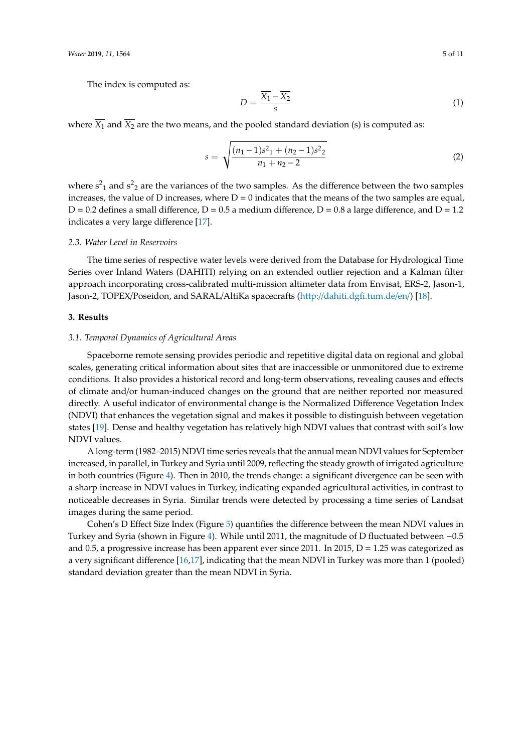The index is computed as:

$$D = \frac{\overline{X_1} - \overline{X_2}}{s} \tag{1}$$

where $\overline{X_1}$ and $\overline{X_2}$ are the two means, and the pooled standard deviation (s) is computed as:

$$s = \sqrt{\frac{(n_1 - 1)s^2{}_1 + (n_2 - 1)s^2{}_2}{n_1 + n_2 - 2}} \tag{2}$$

where $s^2{}_1$ and $s^2{}_2$ are the variances of the two samples. As the difference between the two samples increases, the value of D increases, where D = 0 indicates that the means of the two samples are equal, D = 0.2 defines a small difference, D = 0.5 a medium difference, D = 0.8 a large difference, and D = 1.2 indicates a very large difference [17].

### *2.3. Water Level in Reservoirs*

The time series of respective water levels were derived from the Database for Hydrological Time Series over Inland Waters (DAHITI) relying on an extended outlier rejection and a Kalman filter approach incorporating cross-calibrated multi-mission altimeter data from Envisat, ERS-2, Jason-1, Jason-2, TOPEX/Poseidon, and SARAL/AltiKa spacecrafts (http://dahiti.dgfi.tum.de/en/) [18].

## **3. Results**

### *3.1. Temporal Dynamics of Agricultural Areas*

Spaceborne remote sensing provides periodic and repetitive digital data on regional and global scales, generating critical information about sites that are inaccessible or unmonitored due to extreme conditions. It also provides a historical record and long-term observations, revealing causes and effects of climate and/or human-induced changes on the ground that are neither reported nor measured directly. A useful indicator of environmental change is the Normalized Difference Vegetation Index (NDVI) that enhances the vegetation signal and makes it possible to distinguish between vegetation states [19]. Dense and healthy vegetation has relatively high NDVI values that contrast with soil's low NDVI values.

A long-term (1982–2015) NDVI time series reveals that the annual mean NDVI values for September increased, in parallel, in Turkey and Syria until 2009, reflecting the steady growth of irrigated agriculture in both countries (Figure 4). Then in 2010, the trends change: a significant divergence can be seen with a sharp increase in NDVI values in Turkey, indicating expanded agricultural activities, in contrast to noticeable decreases in Syria. Similar trends were detected by processing a time series of Landsat images during the same period.

Cohen's D Effect Size Index (Figure 5) quantifies the difference between the mean NDVI values in Turkey and Syria (shown in Figure 4). While until 2011, the magnitude of D fluctuated between −0.5 and 0.5, a progressive increase has been apparent ever since 2011. In 2015, D = 1.25 was categorized as a very significant difference [16,17], indicating that the mean NDVI in Turkey was more than 1 (pooled) standard deviation greater than the mean NDVI in Syria.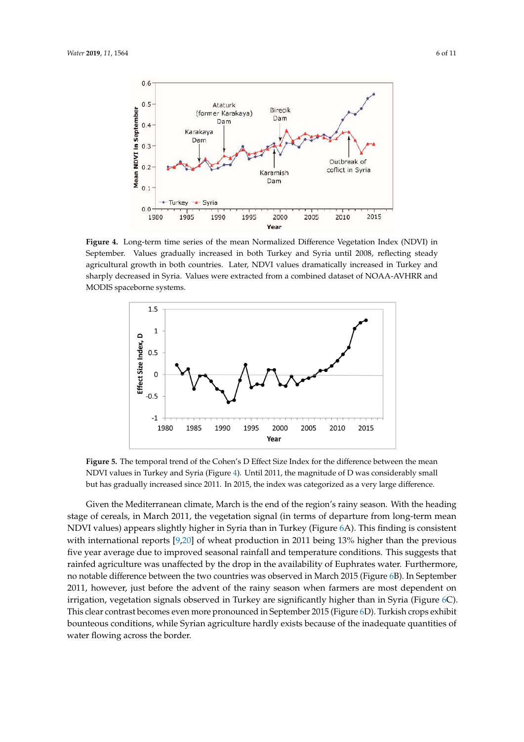**Figure 4.** Long-term time series of the mean Normalized Difference Vegetation Index (NDVI) in September. Values gradually increased in both Turkey and Syria until 2008, reflecting steady agricultural growth in both countries. Later, NDVI values dramatically increased in Turkey and sharply decreased in Syria. Values were extracted from a combined dataset of NOAA-AVHRR and MODIS spaceborne systems.

**Figure 5.** The temporal trend of the Cohen's D Effect Size Index for the difference between the mean NDVI values in Turkey and Syria (Figure 4). Until 2011, the magnitude of D was considerably small but has gradually increased since 2011. In 2015, the index was categorized as a very large difference.

Given the Mediterranean climate, March is the end of the region's rainy season. With the heading stage of cereals, in March 2011, the vegetation signal (in terms of departure from long-term mean NDVI values) appears slightly higher in Syria than in Turkey (Figure 6A). This finding is consistent with international reports [9,20] of wheat production in 2011 being 13% higher than the previous five year average due to improved seasonal rainfall and temperature conditions. This suggests that rainfed agriculture was unaffected by the drop in the availability of Euphrates water. Furthermore, no notable difference between the two countries was observed in March 2015 (Figure 6B). In September 2011, however, just before the advent of the rainy season when farmers are most dependent on irrigation, vegetation signals observed in Turkey are significantly higher than in Syria (Figure 6C). This clear contrast becomes even more pronounced in September 2015 (Figure 6D). Turkish crops exhibit bounteous conditions, while Syrian agriculture hardly exists because of the inadequate quantities of water flowing across the border.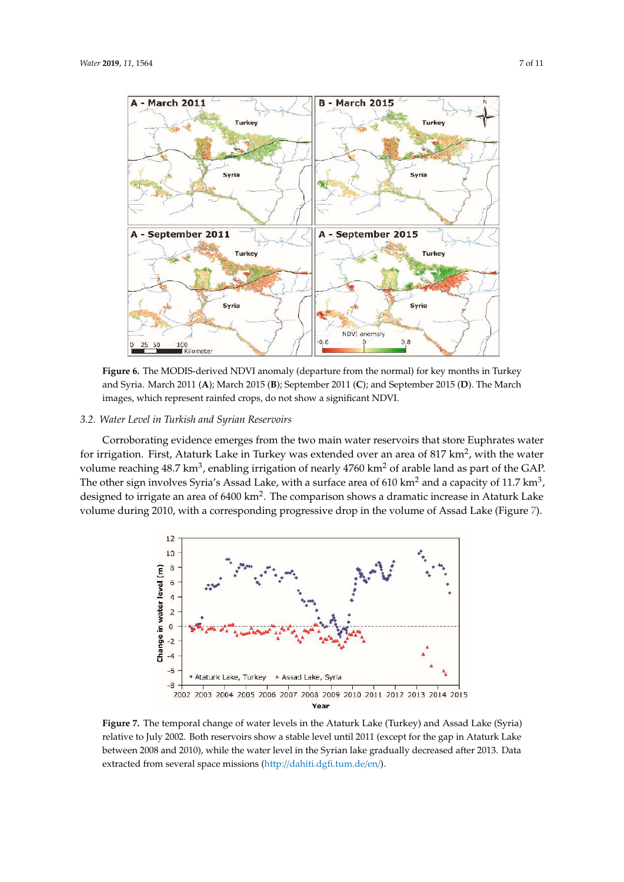**Figure 6.** The MODIS-derived NDVI anomaly (departure from the normal) for key months in Turkey and Syria. March 2011 (**A**); March 2015 (**B**); September 2011 (**C**); and September 2015 (**D**). The March images, which represent rainfed crops, do not show a significant NDVI.

### *3.2. Water Level in Turkish and Syrian Reservoirs*

Corroborating evidence emerges from the two main water reservoirs that store Euphrates water for irrigation. First, Ataturk Lake in Turkey was extended over an area of 817 km$^2$, with the water volume reaching 48.7 km$^3$, enabling irrigation of nearly 4760 km$^2$ of arable land as part of the GAP. The other sign involves Syria's Assad Lake, with a surface area of 610 km$^2$ and a capacity of 11.7 km$^3$, designed to irrigate an area of 6400 km$^2$. The comparison shows a dramatic increase in Ataturk Lake volume during 2010, with a corresponding progressive drop in the volume of Assad Lake (Figure 7).

**Figure 7.** The temporal change of water levels in the Ataturk Lake (Turkey) and Assad Lake (Syria) relative to July 2002. Both reservoirs show a stable level until 2011 (except for the gap in Ataturk Lake between 2008 and 2010), while the water level in the Syrian lake gradually decreased after 2013. Data extracted from several space missions (http://dahiti.dgfi.tum.de/en/).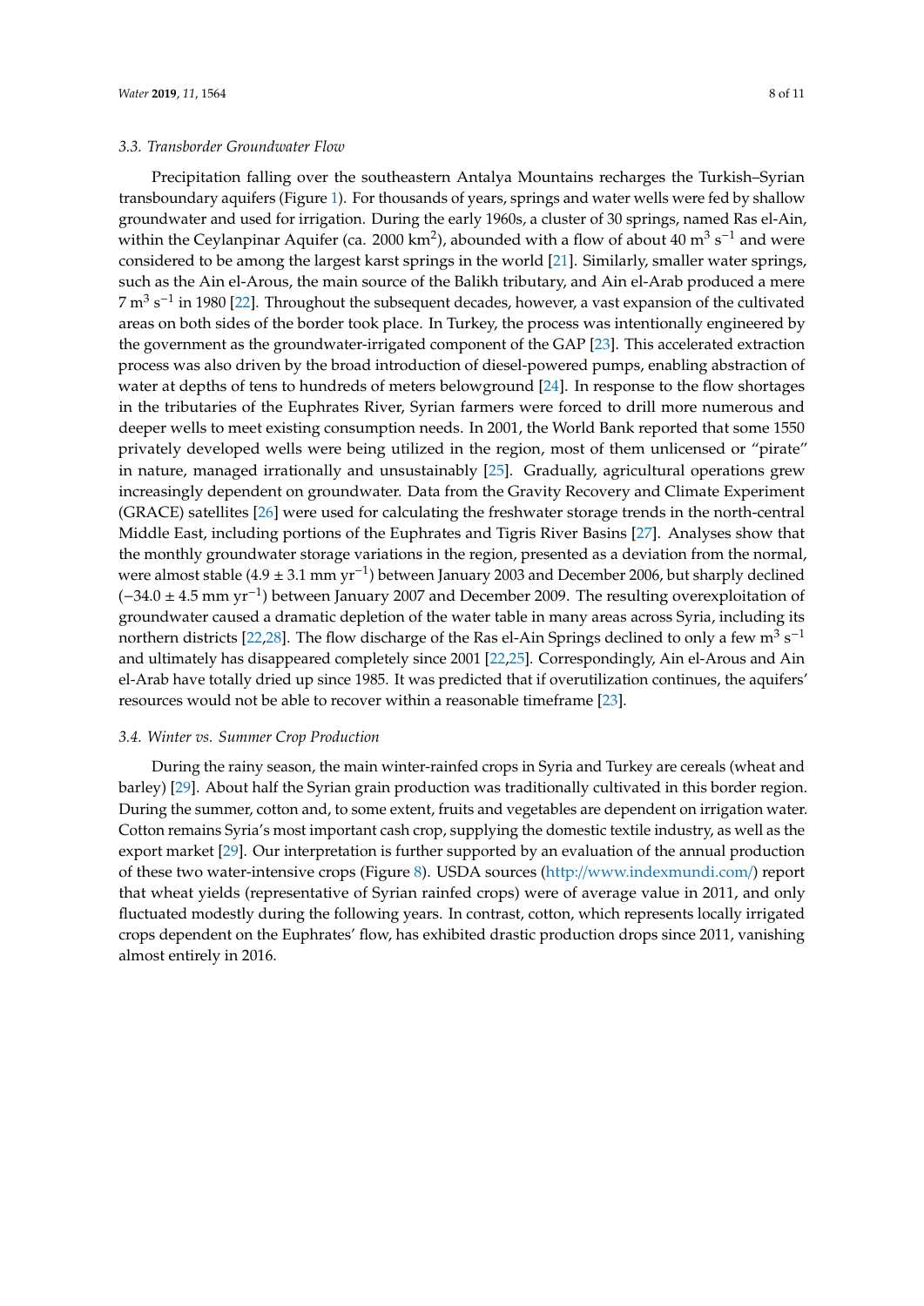### 3.3. Transborder Groundwater Flow

Precipitation falling over the southeastern Antalya Mountains recharges the Turkish–Syrian transboundary aquifers (Figure 1). For thousands of years, springs and water wells were fed by shallow groundwater and used for irrigation. During the early 1960s, a cluster of 30 springs, named Ras el-Ain, within the Ceylanpinar Aquifer (ca. 2000 $km^2$), abounded with a flow of about 40 $m^3 s^{-1}$ and were considered to be among the largest karst springs in the world [21]. Similarly, smaller water springs, such as the Ain el-Arous, the main source of the Balikh tributary, and Ain el-Arab produced a mere 7 $m^3 s^{-1}$ in 1980 [22]. Throughout the subsequent decades, however, a vast expansion of the cultivated areas on both sides of the border took place. In Turkey, the process was intentionally engineered by the government as the groundwater-irrigated component of the GAP [23]. This accelerated extraction process was also driven by the broad introduction of diesel-powered pumps, enabling abstraction of water at depths of tens to hundreds of meters belowground [24]. In response to the flow shortages in the tributaries of the Euphrates River, Syrian farmers were forced to drill more numerous and deeper wells to meet existing consumption needs. In 2001, the World Bank reported that some 1550 privately developed wells were being utilized in the region, most of them unlicensed or "pirate" in nature, managed irrationally and unsustainably [25]. Gradually, agricultural operations grew increasingly dependent on groundwater. Data from the Gravity Recovery and Climate Experiment (GRACE) satellites [26] were used for calculating the freshwater storage trends in the north-central Middle East, including portions of the Euphrates and Tigris River Basins [27]. Analyses show that the monthly groundwater storage variations in the region, presented as a deviation from the normal, were almost stable ($4.9 \pm 3.1$ mm $yr^{-1}$) between January 2003 and December 2006, but sharply declined ($-34.0 \pm 4.5$ mm $yr^{-1}$) between January 2007 and December 2009. The resulting overexploitation of groundwater caused a dramatic depletion of the water table in many areas across Syria, including its northern districts [22,28]. The flow discharge of the Ras el-Ain Springs declined to only a few $m^3 s^{-1}$ and ultimately has disappeared completely since 2001 [22,25]. Correspondingly, Ain el-Arous and Ain el-Arab have totally dried up since 1985. It was predicted that if overutilization continues, the aquifers' resources would not be able to recover within a reasonable timeframe [23].

### 3.4. Winter vs. Summer Crop Production

During the rainy season, the main winter-rainfed crops in Syria and Turkey are cereals (wheat and barley) [29]. About half the Syrian grain production was traditionally cultivated in this border region. During the summer, cotton and, to some extent, fruits and vegetables are dependent on irrigation water. Cotton remains Syria's most important cash crop, supplying the domestic textile industry, as well as the export market [29]. Our interpretation is further supported by an evaluation of the annual production of these two water-intensive crops (Figure 8). USDA sources (http://www.indexmundi.com/) report that wheat yields (representative of Syrian rainfed crops) were of average value in 2011, and only fluctuated modestly during the following years. In contrast, cotton, which represents locally irrigated crops dependent on the Euphrates' flow, has exhibited drastic production drops since 2011, vanishing almost entirely in 2016.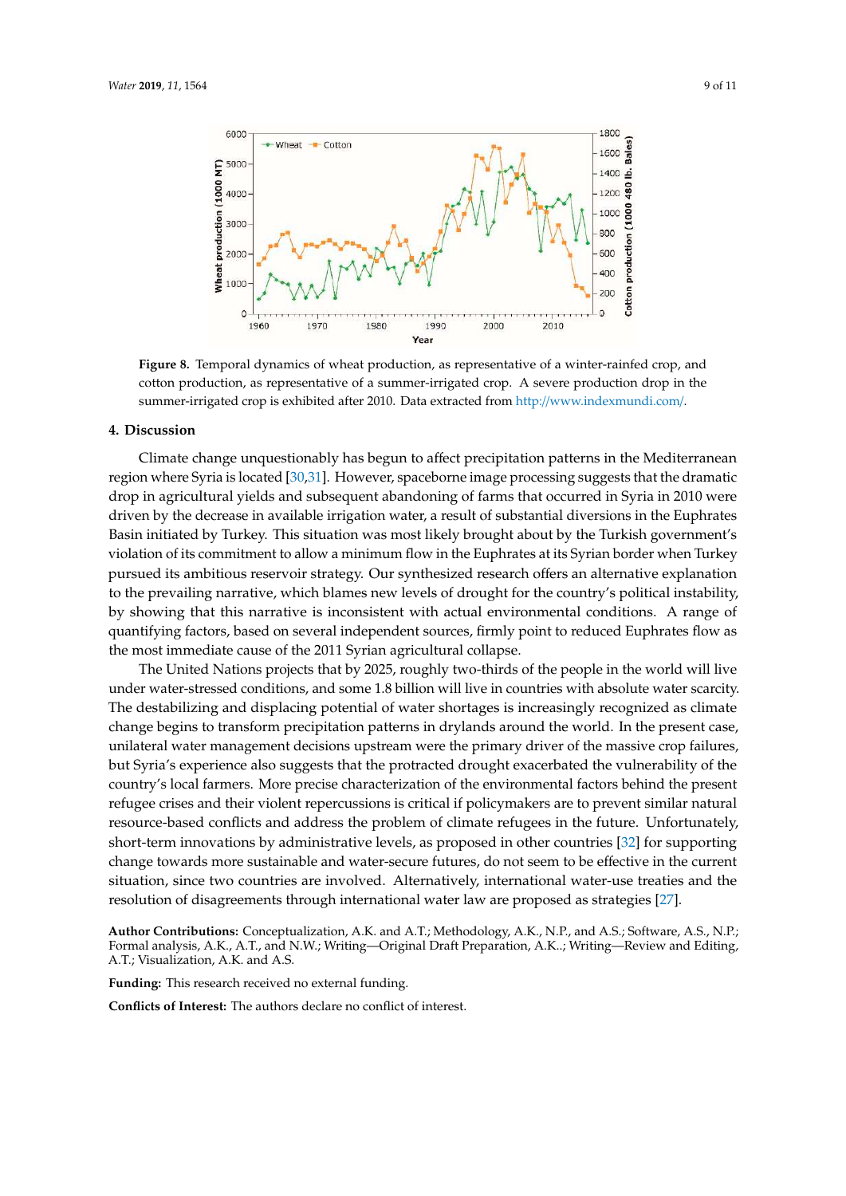**Figure 8.** Temporal dynamics of wheat production, as representative of a winter-rainfed crop, and cotton production, as representative of a summer-irrigated crop. A severe production drop in the summer-irrigated crop is exhibited after 2010. Data extracted from http://www.indexmundi.com/.

## 4. Discussion

Climate change unquestionably has begun to affect precipitation patterns in the Mediterranean region where Syria is located [30,31]. However, spaceborne image processing suggests that the dramatic drop in agricultural yields and subsequent abandoning of farms that occurred in Syria in 2010 were driven by the decrease in available irrigation water, a result of substantial diversions in the Euphrates Basin initiated by Turkey. This situation was most likely brought about by the Turkish government's violation of its commitment to allow a minimum flow in the Euphrates at its Syrian border when Turkey pursued its ambitious reservoir strategy. Our synthesized research offers an alternative explanation to the prevailing narrative, which blames new levels of drought for the country's political instability, by showing that this narrative is inconsistent with actual environmental conditions. A range of quantifying factors, based on several independent sources, firmly point to reduced Euphrates flow as the most immediate cause of the 2011 Syrian agricultural collapse.

The United Nations projects that by 2025, roughly two-thirds of the people in the world will live under water-stressed conditions, and some 1.8 billion will live in countries with absolute water scarcity. The destabilizing and displacing potential of water shortages is increasingly recognized as climate change begins to transform precipitation patterns in drylands around the world. In the present case, unilateral water management decisions upstream were the primary driver of the massive crop failures, but Syria's experience also suggests that the protracted drought exacerbated the vulnerability of the country's local farmers. More precise characterization of the environmental factors behind the present refugee crises and their violent repercussions is critical if policymakers are to prevent similar natural resource-based conflicts and address the problem of climate refugees in the future. Unfortunately, short-term innovations by administrative levels, as proposed in other countries [32] for supporting change towards more sustainable and water-secure futures, do not seem to be effective in the current situation, since two countries are involved. Alternatively, international water-use treaties and the resolution of disagreements through international water law are proposed as strategies [27].

**Author Contributions:** Conceptualization, A.K. and A.T.; Methodology, A.K., N.P., and A.S.; Software, A.S., N.P.; Formal analysis, A.K., A.T., and N.W.; Writing—Original Draft Preparation, A.K..; Writing—Review and Editing, A.T.; Visualization, A.K. and A.S.

**Funding:** This research received no external funding.

**Conflicts of Interest:** The authors declare no conflict of interest.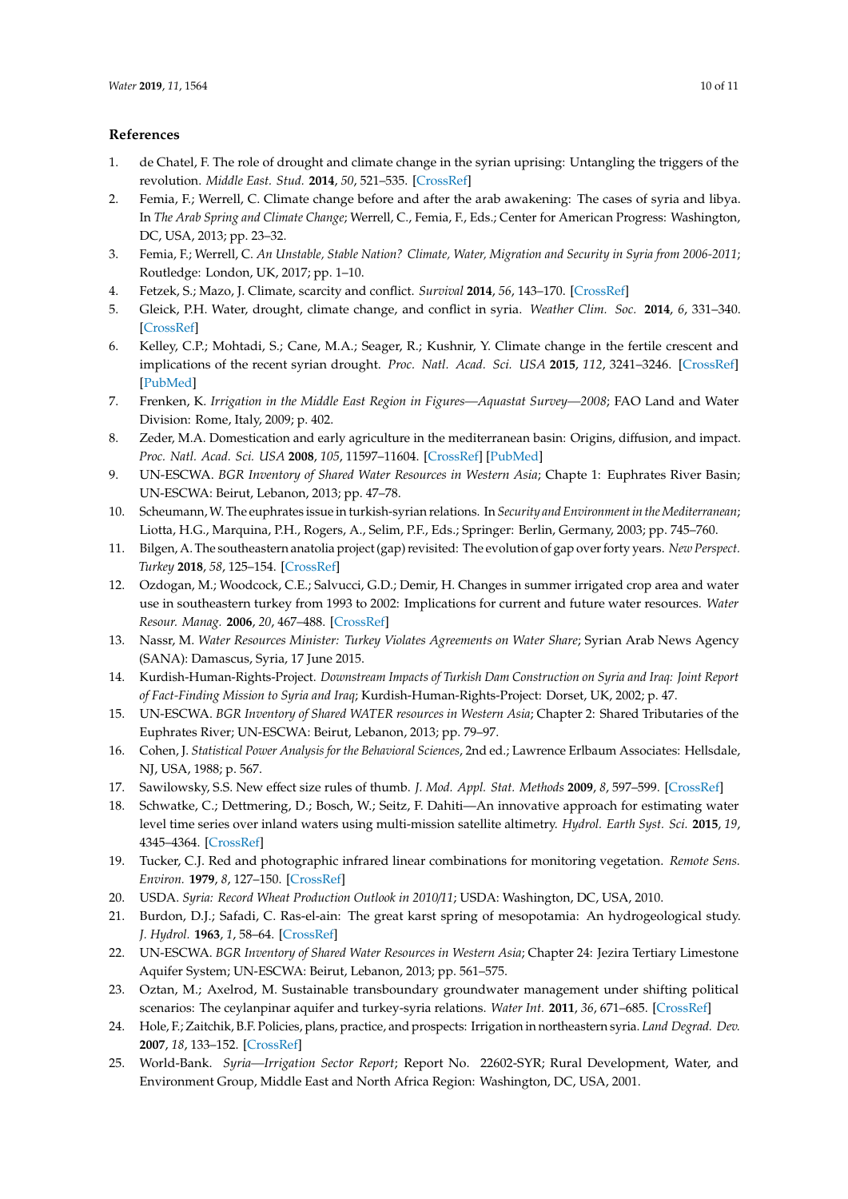## References

1. de Chatel, F. The role of drought and climate change in the syrian uprising: Untangling the triggers of the revolution. *Middle East. Stud.* **2014**, *50*, 521–535. [CrossRef]
2. Femia, F.; Werrell, C. Climate change before and after the arab awakening: The cases of syria and libya. In *The Arab Spring and Climate Change*; Werrell, C., Femia, F., Eds.; Center for American Progress: Washington, DC, USA, 2013; pp. 23–32.
3. Femia, F.; Werrell, C. *An Unstable, Stable Nation? Climate, Water, Migration and Security in Syria from 2006-2011*; Routledge: London, UK, 2017; pp. 1–10.
4. Fetzek, S.; Mazo, J. Climate, scarcity and conflict. *Survival* **2014**, *56*, 143–170. [CrossRef]
5. Gleick, P.H. Water, drought, climate change, and conflict in syria. *Weather Clim. Soc.* **2014**, *6*, 331–340. [CrossRef]
6. Kelley, C.P.; Mohtadi, S.; Cane, M.A.; Seager, R.; Kushnir, Y. Climate change in the fertile crescent and implications of the recent syrian drought. *Proc. Natl. Acad. Sci. USA* **2015**, *112*, 3241–3246. [CrossRef] [PubMed]
7. Frenken, K. *Irrigation in the Middle East Region in Figures—Aquastat Survey—2008*; FAO Land and Water Division: Rome, Italy, 2009; p. 402.
8. Zeder, M.A. Domestication and early agriculture in the mediterranean basin: Origins, diffusion, and impact. *Proc. Natl. Acad. Sci. USA* **2008**, *105*, 11597–11604. [CrossRef] [PubMed]
9. UN-ESCWA. *BGR Inventory of Shared Water Resources in Western Asia*; Chapte 1: Euphrates River Basin; UN-ESCWA: Beirut, Lebanon, 2013; pp. 47–78.
10. Scheumann, W. The euphrates issue in turkish-syrian relations. In *Security and Environment in the Mediterranean*; Liotta, H.G., Marquina, P.H., Rogers, A., Selim, P.F., Eds.; Springer: Berlin, Germany, 2003; pp. 745–760.
11. Bilgen, A. The southeastern anatolia project (gap) revisited: The evolution of gap over forty years. *New Perspect. Turkey* **2018**, *58*, 125–154. [CrossRef]
12. Ozdogan, M.; Woodcock, C.E.; Salvucci, G.D.; Demir, H. Changes in summer irrigated crop area and water use in southeastern turkey from 1993 to 2002: Implications for current and future water resources. *Water Resour. Manag.* **2006**, *20*, 467–488. [CrossRef]
13. Nassr, M. *Water Resources Minister: Turkey Violates Agreements on Water Share*; Syrian Arab News Agency (SANA): Damascus, Syria, 17 June 2015.
14. Kurdish-Human-Rights-Project. *Downstream Impacts of Turkish Dam Construction on Syria and Iraq: Joint Report of Fact-Finding Mission to Syria and Iraq*; Kurdish-Human-Rights-Project: Dorset, UK, 2002; p. 47.
15. UN-ESCWA. *BGR Inventory of Shared WATER resources in Western Asia*; Chapter 2: Shared Tributaries of the Euphrates River; UN-ESCWA: Beirut, Lebanon, 2013; pp. 79–97.
16. Cohen, J. *Statistical Power Analysis for the Behavioral Sciences*, 2nd ed.; Lawrence Erlbaum Associates: Hellsdale, NJ, USA, 1988; p. 567.
17. Sawilowsky, S.S. New effect size rules of thumb. *J. Mod. Appl. Stat. Methods* **2009**, *8*, 597–599. [CrossRef]
18. Schwatke, C.; Dettmering, D.; Bosch, W.; Seitz, F. Dahiti—An innovative approach for estimating water level time series over inland waters using multi-mission satellite altimetry. *Hydrol. Earth Syst. Sci.* **2015**, *19*, 4345–4364. [CrossRef]
19. Tucker, C.J. Red and photographic infrared linear combinations for monitoring vegetation. *Remote Sens. Environ.* **1979**, *8*, 127–150. [CrossRef]
20. USDA. *Syria: Record Wheat Production Outlook in 2010/11*; USDA: Washington, DC, USA, 2010.
21. Burdon, D.J.; Safadi, C. Ras-el-ain: The great karst spring of mesopotamia: An hydrogeological study. *J. Hydrol.* **1963**, *1*, 58–64. [CrossRef]
22. UN-ESCWA. *BGR Inventory of Shared Water Resources in Western Asia*; Chapter 24: Jezira Tertiary Limestone Aquifer System; UN-ESCWA: Beirut, Lebanon, 2013; pp. 561–575.
23. Oztan, M.; Axelrod, M. Sustainable transboundary groundwater management under shifting political scenarios: The ceylanpinar aquifer and turkey-syria relations. *Water Int.* **2011**, *36*, 671–685. [CrossRef]
24. Hole, F.; Zaitchik, B.F. Policies, plans, practice, and prospects: Irrigation in northeastern syria. *Land Degrad. Dev.* **2007**, *18*, 133–152. [CrossRef]
25. World-Bank. *Syria—Irrigation Sector Report*; Report No. 22602-SYR; Rural Development, Water, and Environment Group, Middle East and North Africa Region: Washington, DC, USA, 2001.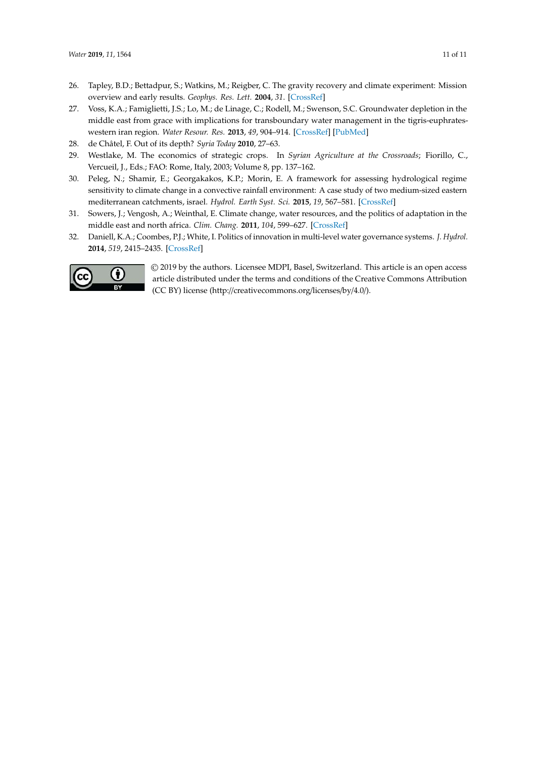26. Tapley, B.D.; Bettadpur, S.; Watkins, M.; Reigber, C. The gravity recovery and climate experiment: Mission overview and early results. *Geophys. Res. Lett.* **2004**, *31*. [CrossRef]
27. Voss, K.A.; Famiglietti, J.S.; Lo, M.; de Linage, C.; Rodell, M.; Swenson, S.C. Groundwater depletion in the middle east from grace with implications for transboundary water management in the tigris-euphrates-western iran region. *Water Resour. Res.* **2013**, *49*, 904–914. [CrossRef] [PubMed]
28. de Châtel, F. Out of its depth? *Syria Today* **2010**, 27–63.
29. Westlake, M. The economics of strategic crops. In *Syrian Agriculture at the Crossroads*; Fiorillo, C., Vercueil, J., Eds.; FAO: Rome, Italy, 2003; Volume 8, pp. 137–162.
30. Peleg, N.; Shamir, E.; Georgakakos, K.P.; Morin, E. A framework for assessing hydrological regime sensitivity to climate change in a convective rainfall environment: A case study of two medium-sized eastern mediterranean catchments, israel. *Hydrol. Earth Syst. Sci.* **2015**, *19*, 567–581. [CrossRef]
31. Sowers, J.; Vengosh, A.; Weinthal, E. Climate change, water resources, and the politics of adaptation in the middle east and north africa. *Clim. Chang.* **2011**, *104*, 599–627. [CrossRef]
32. Daniell, K.A.; Coombes, P.J.; White, I. Politics of innovation in multi-level water governance systems. *J. Hydrol.* **2014**, *519*, 2415–2435. [CrossRef]

© 2019 by the authors. Licensee MDPI, Basel, Switzerland. This article is an open access article distributed under the terms and conditions of the Creative Commons Attribution (CC BY) license (http://creativecommons.org/licenses/by/4.0/).